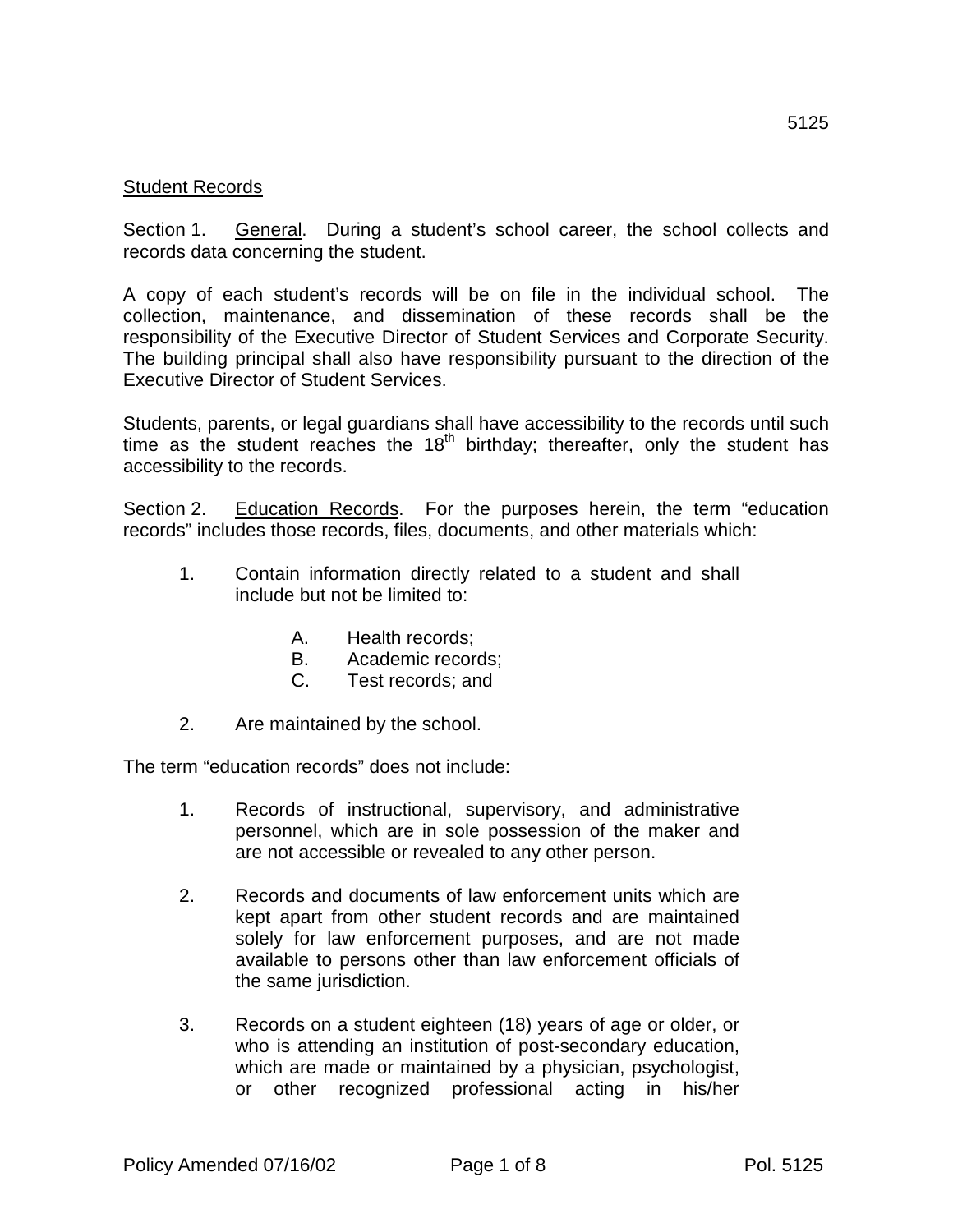Student Records

Section 1. General. During a student's school career, the school collects and records data concerning the student.

A copy of each student's records will be on file in the individual school. The collection, maintenance, and dissemination of these records shall be the responsibility of the Executive Director of Student Services and Corporate Security. The building principal shall also have responsibility pursuant to the direction of the Executive Director of Student Services.

Students, parents, or legal guardians shall have accessibility to the records until such time as the student reaches the 18th birthday; thereafter, only the student has accessibility to the records.

Section 2. Education Records. For the purposes herein, the term "education records" includes those records, files, documents, and other materials which:

1. Contain information directly related to a student and shall include but not be limited to:

   A. Health records;
   B. Academic records;
   C. Test records; and

2. Are maintained by the school.

The term "education records" does not include:

1. Records of instructional, supervisory, and administrative personnel, which are in sole possession of the maker and are not accessible or revealed to any other person.

2. Records and documents of law enforcement units which are kept apart from other student records and are maintained solely for law enforcement purposes, and are not made available to persons other than law enforcement officials of the same jurisdiction.

3. Records on a student eighteen (18) years of age or older, or who is attending an institution of post-secondary education, which are made or maintained by a physician, psychologist, or other recognized professional acting in his/her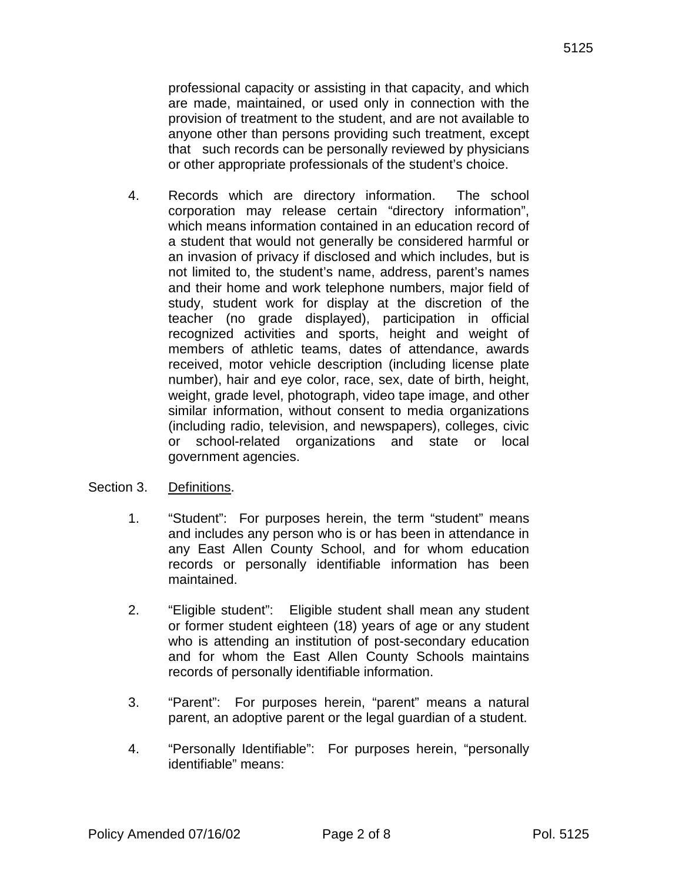professional capacity or assisting in that capacity, and which are made, maintained, or used only in connection with the provision of treatment to the student, and are not available to anyone other than persons providing such treatment, except that such records can be personally reviewed by physicians or other appropriate professionals of the student's choice.

4. Records which are directory information. The school corporation may release certain "directory information", which means information contained in an education record of a student that would not generally be considered harmful or an invasion of privacy if disclosed and which includes, but is not limited to, the student's name, address, parent's names and their home and work telephone numbers, major field of study, student work for display at the discretion of the teacher (no grade displayed), participation in official recognized activities and sports, height and weight of members of athletic teams, dates of attendance, awards received, motor vehicle description (including license plate number), hair and eye color, race, sex, date of birth, height, weight, grade level, photograph, video tape image, and other similar information, without consent to media organizations (including radio, television, and newspapers), colleges, civic or school-related organizations and state or local government agencies.

Section 3. Definitions.

1. "Student": For purposes herein, the term "student" means and includes any person who is or has been in attendance in any East Allen County School, and for whom education records or personally identifiable information has been maintained.

2. "Eligible student": Eligible student shall mean any student or former student eighteen (18) years of age or any student who is attending an institution of post-secondary education and for whom the East Allen County Schools maintains records of personally identifiable information.

3. "Parent": For purposes herein, "parent" means a natural parent, an adoptive parent or the legal guardian of a student.

4. "Personally Identifiable": For purposes herein, "personally identifiable" means: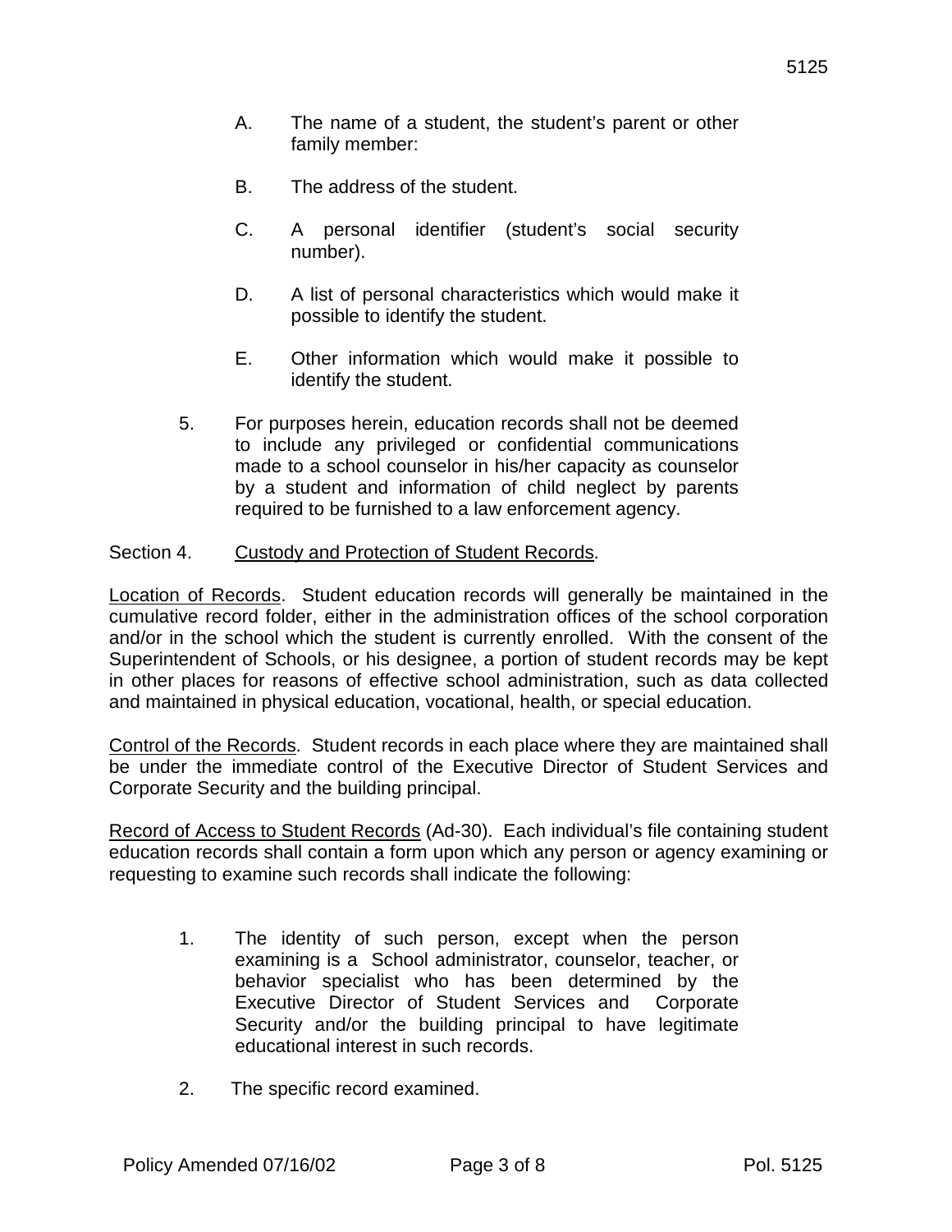A. The name of a student, the student's parent or other family member:

B. The address of the student.

C. A personal identifier (student's social security number).

D. A list of personal characteristics which would make it possible to identify the student.

E. Other information which would make it possible to identify the student.

5. For purposes herein, education records shall not be deemed to include any privileged or confidential communications made to a school counselor in his/her capacity as counselor by a student and information of child neglect by parents required to be furnished to a law enforcement agency.

Section 4. Custody and Protection of Student Records.

Location of Records. Student education records will generally be maintained in the cumulative record folder, either in the administration offices of the school corporation and/or in the school which the student is currently enrolled. With the consent of the Superintendent of Schools, or his designee, a portion of student records may be kept in other places for reasons of effective school administration, such as data collected and maintained in physical education, vocational, health, or special education.

Control of the Records. Student records in each place where they are maintained shall be under the immediate control of the Executive Director of Student Services and Corporate Security and the building principal.

Record of Access to Student Records (Ad-30). Each individual's file containing student education records shall contain a form upon which any person or agency examining or requesting to examine such records shall indicate the following:

1. The identity of such person, except when the person examining is a School administrator, counselor, teacher, or behavior specialist who has been determined by the Executive Director of Student Services and Corporate Security and/or the building principal to have legitimate educational interest in such records.

2. The specific record examined.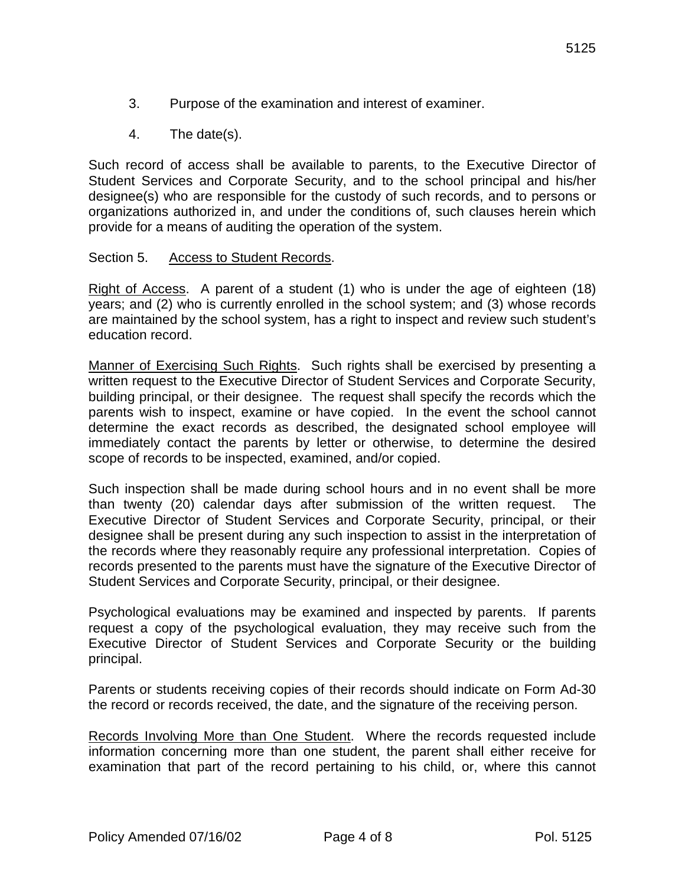3. Purpose of the examination and interest of examiner.

4. The date(s).

Such record of access shall be available to parents, to the Executive Director of Student Services and Corporate Security, and to the school principal and his/her designee(s) who are responsible for the custody of such records, and to persons or organizations authorized in, and under the conditions of, such clauses herein which provide for a means of auditing the operation of the system.

Section 5. Access to Student Records.

Right of Access. A parent of a student (1) who is under the age of eighteen (18) years; and (2) who is currently enrolled in the school system; and (3) whose records are maintained by the school system, has a right to inspect and review such student's education record.

Manner of Exercising Such Rights. Such rights shall be exercised by presenting a written request to the Executive Director of Student Services and Corporate Security, building principal, or their designee. The request shall specify the records which the parents wish to inspect, examine or have copied. In the event the school cannot determine the exact records as described, the designated school employee will immediately contact the parents by letter or otherwise, to determine the desired scope of records to be inspected, examined, and/or copied.

Such inspection shall be made during school hours and in no event shall be more than twenty (20) calendar days after submission of the written request. The Executive Director of Student Services and Corporate Security, principal, or their designee shall be present during any such inspection to assist in the interpretation of the records where they reasonably require any professional interpretation. Copies of records presented to the parents must have the signature of the Executive Director of Student Services and Corporate Security, principal, or their designee.

Psychological evaluations may be examined and inspected by parents. If parents request a copy of the psychological evaluation, they may receive such from the Executive Director of Student Services and Corporate Security or the building principal.

Parents or students receiving copies of their records should indicate on Form Ad-30 the record or records received, the date, and the signature of the receiving person.

Records Involving More than One Student. Where the records requested include information concerning more than one student, the parent shall either receive for examination that part of the record pertaining to his child, or, where this cannot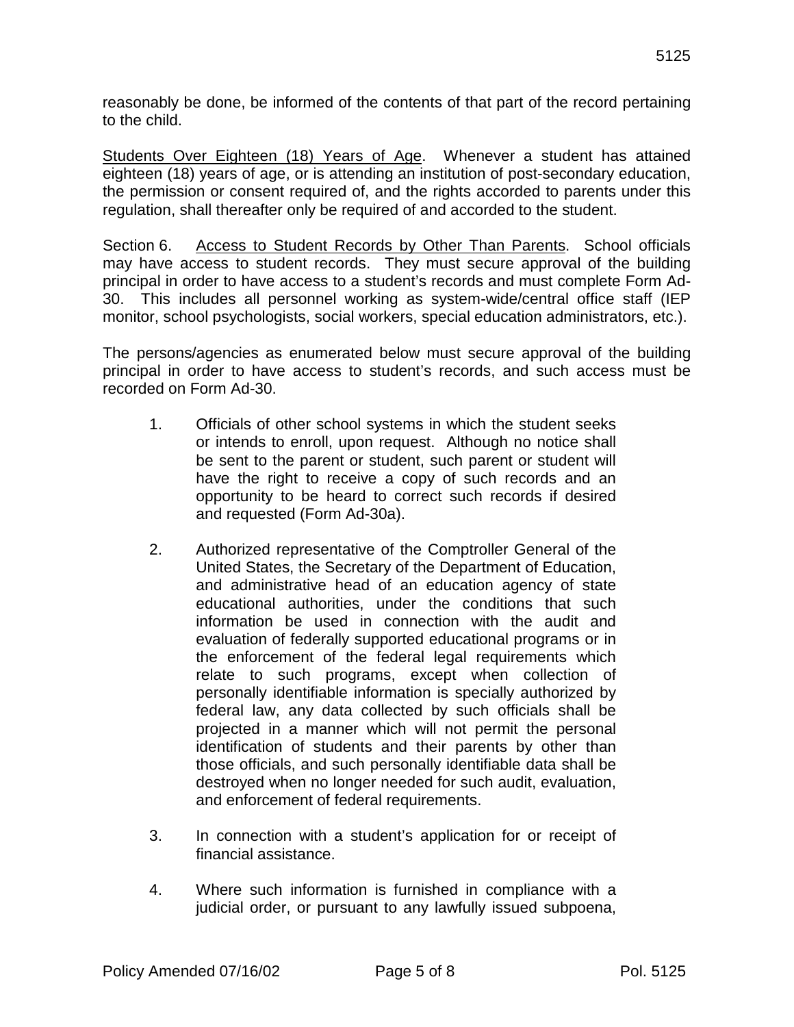reasonably be done, be informed of the contents of that part of the record pertaining to the child.

Students Over Eighteen (18) Years of Age. Whenever a student has attained eighteen (18) years of age, or is attending an institution of post-secondary education, the permission or consent required of, and the rights accorded to parents under this regulation, shall thereafter only be required of and accorded to the student.

Section 6. Access to Student Records by Other Than Parents. School officials may have access to student records. They must secure approval of the building principal in order to have access to a student's records and must complete Form Ad-30. This includes all personnel working as system-wide/central office staff (IEP monitor, school psychologists, social workers, special education administrators, etc.).

The persons/agencies as enumerated below must secure approval of the building principal in order to have access to student's records, and such access must be recorded on Form Ad-30.

1. Officials of other school systems in which the student seeks or intends to enroll, upon request. Although no notice shall be sent to the parent or student, such parent or student will have the right to receive a copy of such records and an opportunity to be heard to correct such records if desired and requested (Form Ad-30a).

2. Authorized representative of the Comptroller General of the United States, the Secretary of the Department of Education, and administrative head of an education agency of state educational authorities, under the conditions that such information be used in connection with the audit and evaluation of federally supported educational programs or in the enforcement of the federal legal requirements which relate to such programs, except when collection of personally identifiable information is specially authorized by federal law, any data collected by such officials shall be projected in a manner which will not permit the personal identification of students and their parents by other than those officials, and such personally identifiable data shall be destroyed when no longer needed for such audit, evaluation, and enforcement of federal requirements.

3. In connection with a student's application for or receipt of financial assistance.

4. Where such information is furnished in compliance with a judicial order, or pursuant to any lawfully issued subpoena,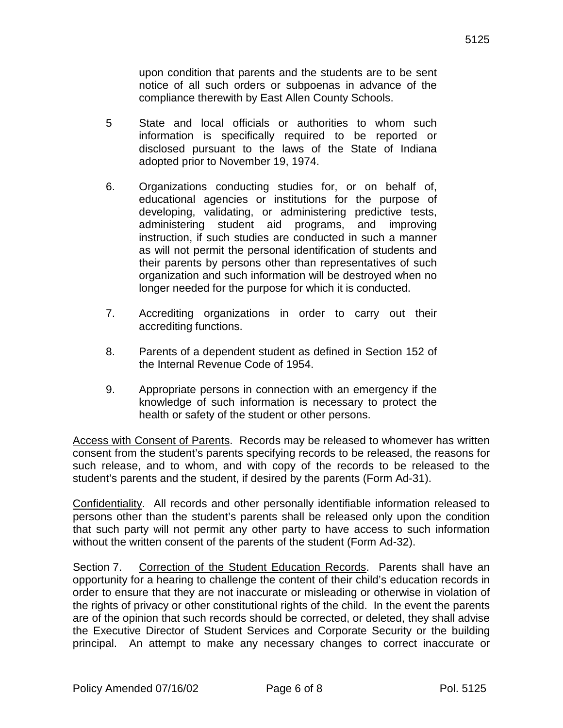upon condition that parents and the students are to be sent notice of all such orders or subpoenas in advance of the compliance therewith by East Allen County Schools.

5 State and local officials or authorities to whom such information is specifically required to be reported or disclosed pursuant to the laws of the State of Indiana adopted prior to November 19, 1974.

6. Organizations conducting studies for, or on behalf of, educational agencies or institutions for the purpose of developing, validating, or administering predictive tests, administering student aid programs, and improving instruction, if such studies are conducted in such a manner as will not permit the personal identification of students and their parents by persons other than representatives of such organization and such information will be destroyed when no longer needed for the purpose for which it is conducted.

7. Accrediting organizations in order to carry out their accrediting functions.

8. Parents of a dependent student as defined in Section 152 of the Internal Revenue Code of 1954.

9. Appropriate persons in connection with an emergency if the knowledge of such information is necessary to protect the health or safety of the student or other persons.

Access with Consent of Parents. Records may be released to whomever has written consent from the student's parents specifying records to be released, the reasons for such release, and to whom, and with copy of the records to be released to the student's parents and the student, if desired by the parents (Form Ad-31).

Confidentiality. All records and other personally identifiable information released to persons other than the student's parents shall be released only upon the condition that such party will not permit any other party to have access to such information without the written consent of the parents of the student (Form Ad-32).

Section 7. Correction of the Student Education Records. Parents shall have an opportunity for a hearing to challenge the content of their child's education records in order to ensure that they are not inaccurate or misleading or otherwise in violation of the rights of privacy or other constitutional rights of the child. In the event the parents are of the opinion that such records should be corrected, or deleted, they shall advise the Executive Director of Student Services and Corporate Security or the building principal. An attempt to make any necessary changes to correct inaccurate or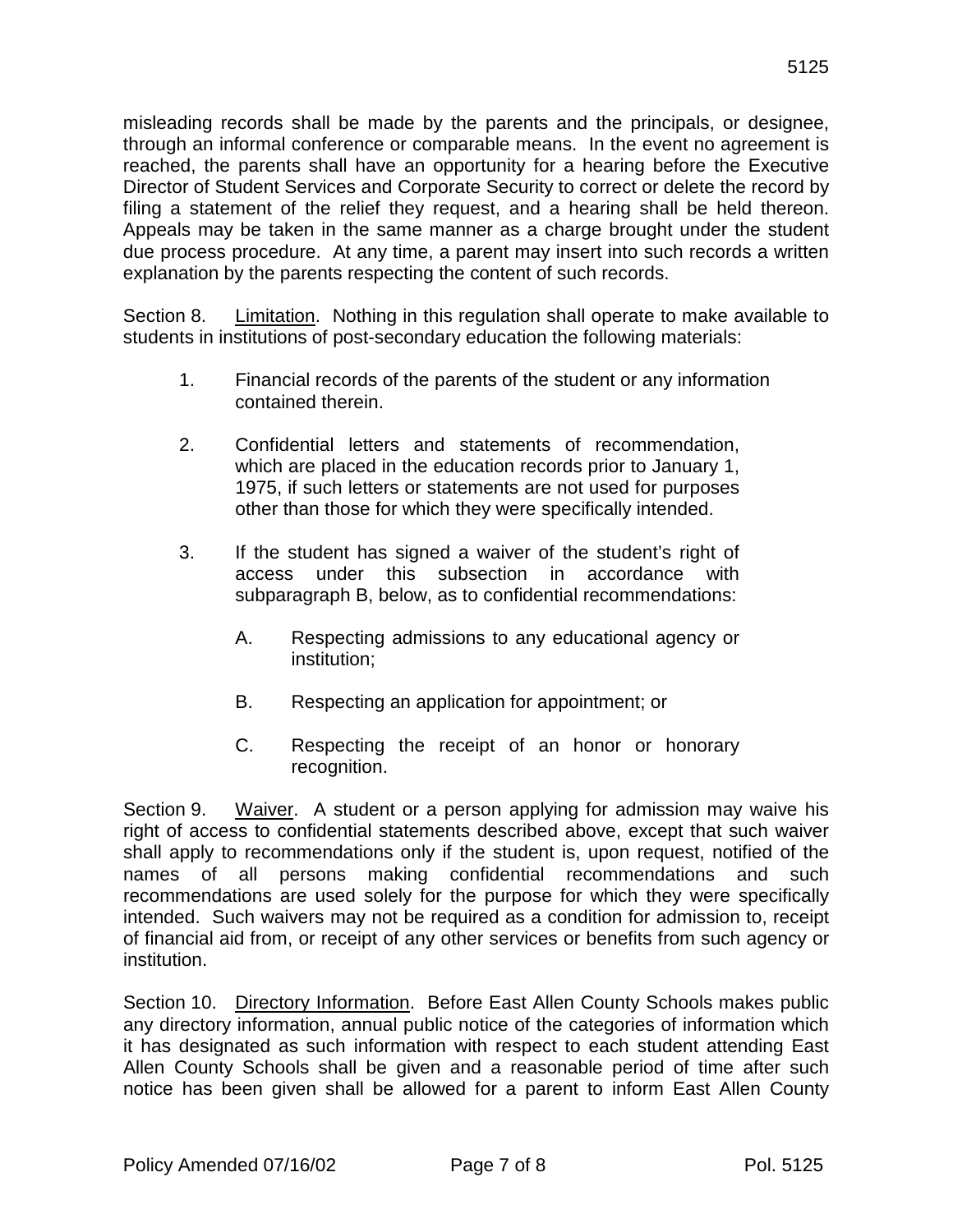misleading records shall be made by the parents and the principals, or designee, through an informal conference or comparable means. In the event no agreement is reached, the parents shall have an opportunity for a hearing before the Executive Director of Student Services and Corporate Security to correct or delete the record by filing a statement of the relief they request, and a hearing shall be held thereon. Appeals may be taken in the same manner as a charge brought under the student due process procedure. At any time, a parent may insert into such records a written explanation by the parents respecting the content of such records.

Section 8. Limitation. Nothing in this regulation shall operate to make available to students in institutions of post-secondary education the following materials:

1. Financial records of the parents of the student or any information contained therein.

2. Confidential letters and statements of recommendation, which are placed in the education records prior to January 1, 1975, if such letters or statements are not used for purposes other than those for which they were specifically intended.

3. If the student has signed a waiver of the student's right of access under this subsection in accordance with subparagraph B, below, as to confidential recommendations:

   A. Respecting admissions to any educational agency or institution;

   B. Respecting an application for appointment; or

   C. Respecting the receipt of an honor or honorary recognition.

Section 9. Waiver. A student or a person applying for admission may waive his right of access to confidential statements described above, except that such waiver shall apply to recommendations only if the student is, upon request, notified of the names of all persons making confidential recommendations and such recommendations are used solely for the purpose for which they were specifically intended. Such waivers may not be required as a condition for admission to, receipt of financial aid from, or receipt of any other services or benefits from such agency or institution.

Section 10. Directory Information. Before East Allen County Schools makes public any directory information, annual public notice of the categories of information which it has designated as such information with respect to each student attending East Allen County Schools shall be given and a reasonable period of time after such notice has been given shall be allowed for a parent to inform East Allen County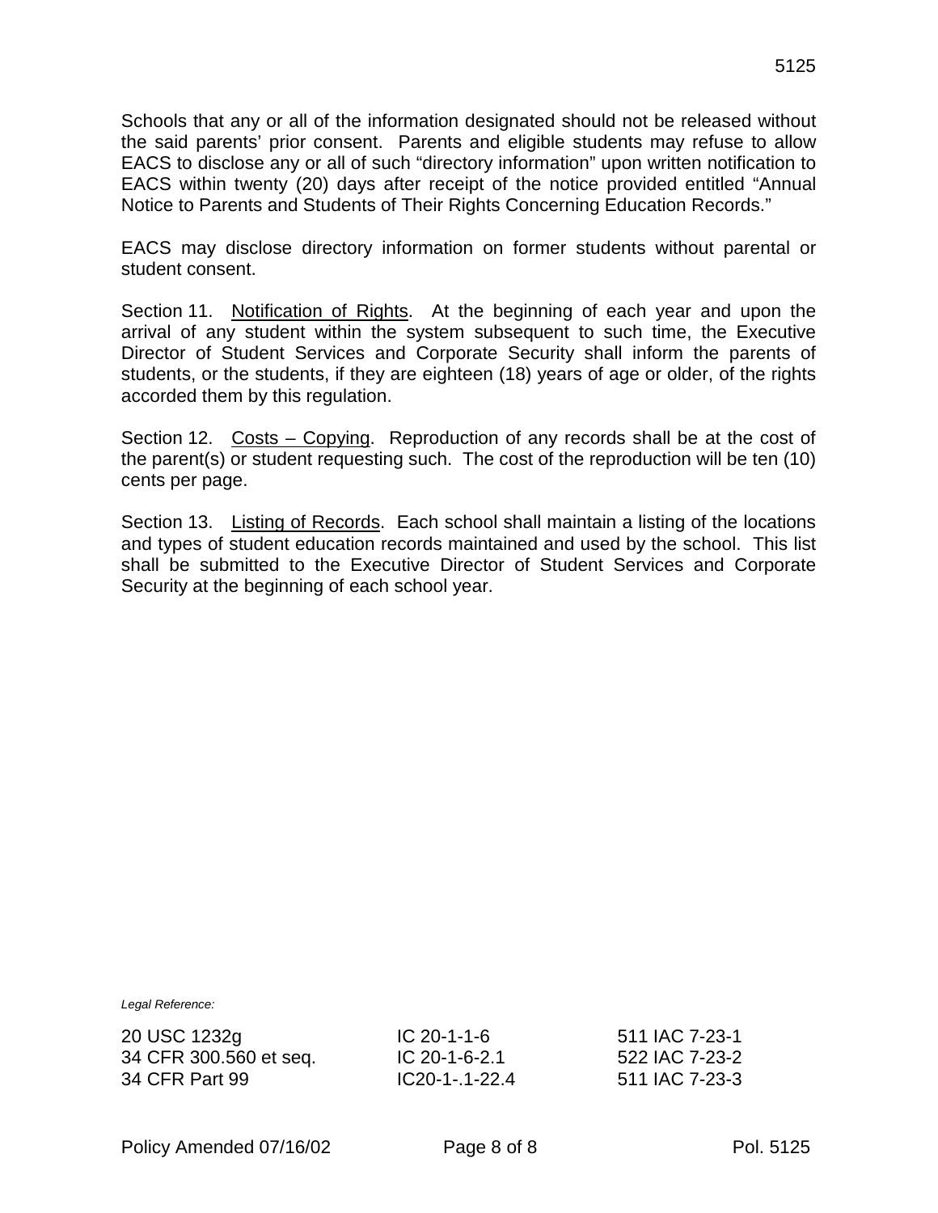Schools that any or all of the information designated should not be released without the said parents' prior consent. Parents and eligible students may refuse to allow EACS to disclose any or all of such "directory information" upon written notification to EACS within twenty (20) days after receipt of the notice provided entitled "Annual Notice to Parents and Students of Their Rights Concerning Education Records."

EACS may disclose directory information on former students without parental or student consent.

Section 11. <u>Notification of Rights</u>. At the beginning of each year and upon the arrival of any student within the system subsequent to such time, the Executive Director of Student Services and Corporate Security shall inform the parents of students, or the students, if they are eighteen (18) years of age or older, of the rights accorded them by this regulation.

Section 12. <u>Costs – Copying</u>. Reproduction of any records shall be at the cost of the parent(s) or student requesting such. The cost of the reproduction will be ten (10) cents per page.

Section 13. <u>Listing of Records</u>. Each school shall maintain a listing of the locations and types of student education records maintained and used by the school. This list shall be submitted to the Executive Director of Student Services and Corporate Security at the beginning of each school year.

*Legal Reference:*

| | | |
|---|---|---|
| 20 USC 1232g | IC 20-1-1-6 | 511 IAC 7-23-1 |
| 34 CFR 300.560 et seq. | IC 20-1-6-2.1 | 522 IAC 7-23-2 |
| 34 CFR Part 99 | IC20-1-.1-22.4 | 511 IAC 7-23-3 |

Policy Amended 07/16/02 Pol. 5125